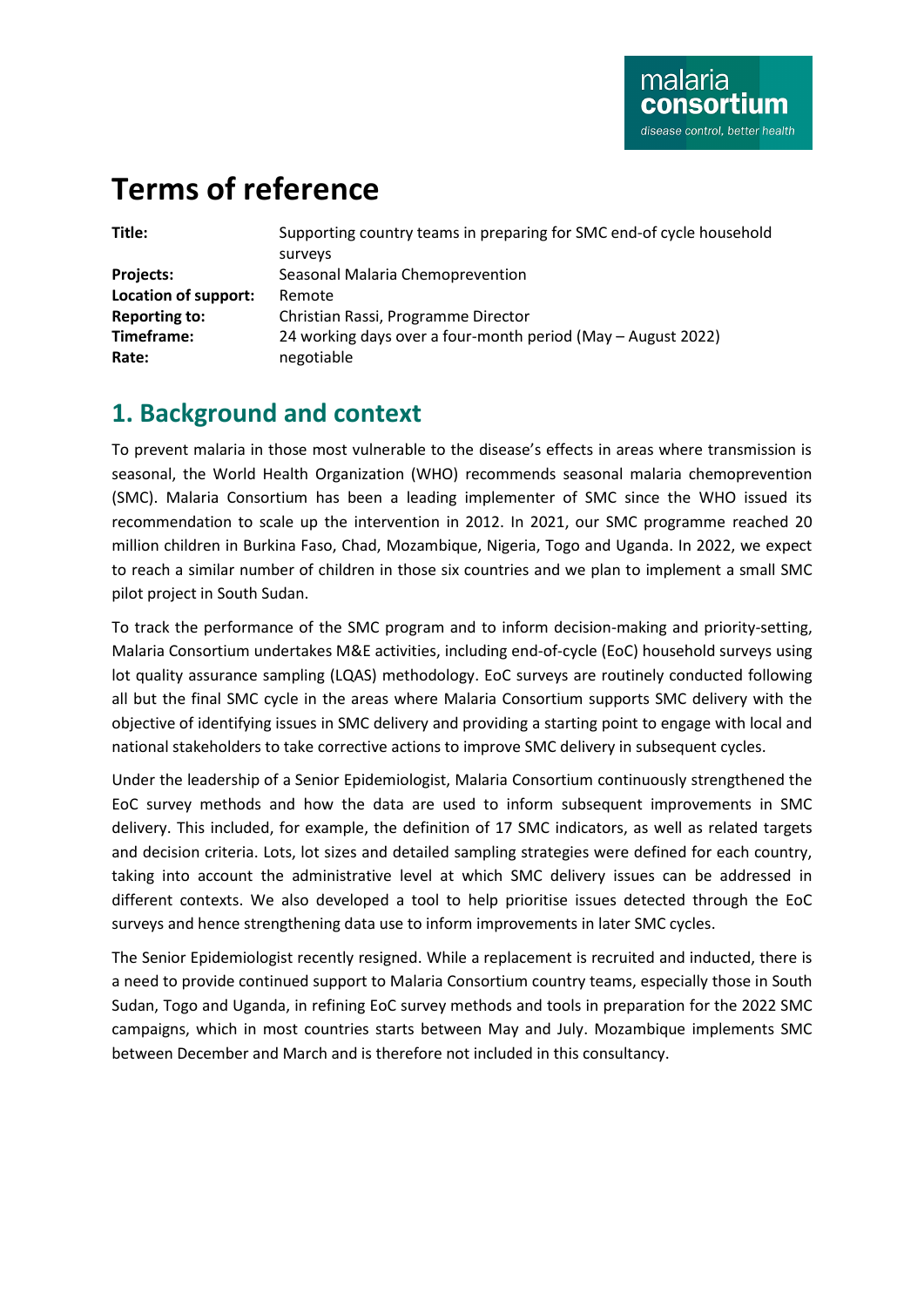# Terms of reference

| | |
|---|---|
| **Title:** | Supporting country teams in preparing for SMC end-of cycle household surveys |
| **Projects:** | Seasonal Malaria Chemoprevention |
| **Location of support:** | Remote |
| **Reporting to:** | Christian Rassi, Programme Director |
| **Timeframe:** | 24 working days over a four-month period (May – August 2022) |
| **Rate:** | negotiable |

## 1. Background and context

To prevent malaria in those most vulnerable to the disease's effects in areas where transmission is seasonal, the World Health Organization (WHO) recommends seasonal malaria chemoprevention (SMC). Malaria Consortium has been a leading implementer of SMC since the WHO issued its recommendation to scale up the intervention in 2012. In 2021, our SMC programme reached 20 million children in Burkina Faso, Chad, Mozambique, Nigeria, Togo and Uganda. In 2022, we expect to reach a similar number of children in those six countries and we plan to implement a small SMC pilot project in South Sudan.

To track the performance of the SMC program and to inform decision-making and priority-setting, Malaria Consortium undertakes M&E activities, including end-of-cycle (EoC) household surveys using lot quality assurance sampling (LQAS) methodology. EoC surveys are routinely conducted following all but the final SMC cycle in the areas where Malaria Consortium supports SMC delivery with the objective of identifying issues in SMC delivery and providing a starting point to engage with local and national stakeholders to take corrective actions to improve SMC delivery in subsequent cycles.

Under the leadership of a Senior Epidemiologist, Malaria Consortium continuously strengthened the EoC survey methods and how the data are used to inform subsequent improvements in SMC delivery. This included, for example, the definition of 17 SMC indicators, as well as related targets and decision criteria. Lots, lot sizes and detailed sampling strategies were defined for each country, taking into account the administrative level at which SMC delivery issues can be addressed in different contexts. We also developed a tool to help prioritise issues detected through the EoC surveys and hence strengthening data use to inform improvements in later SMC cycles.

The Senior Epidemiologist recently resigned. While a replacement is recruited and inducted, there is a need to provide continued support to Malaria Consortium country teams, especially those in South Sudan, Togo and Uganda, in refining EoC survey methods and tools in preparation for the 2022 SMC campaigns, which in most countries starts between May and July. Mozambique implements SMC between December and March and is therefore not included in this consultancy.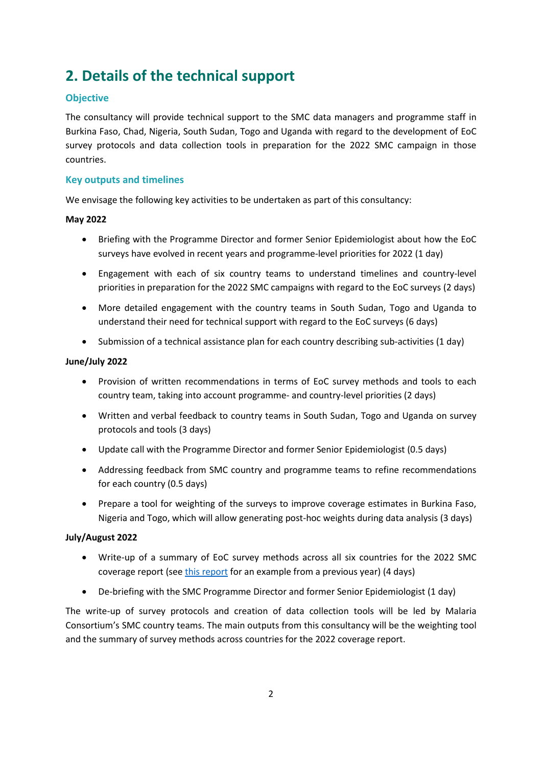## 2. Details of the technical support

### Objective

The consultancy will provide technical support to the SMC data managers and programme staff in Burkina Faso, Chad, Nigeria, South Sudan, Togo and Uganda with regard to the development of EoC survey protocols and data collection tools in preparation for the 2022 SMC campaign in those countries.

### Key outputs and timelines

We envisage the following key activities to be undertaken as part of this consultancy:

**May 2022**

- Briefing with the Programme Director and former Senior Epidemiologist about how the EoC surveys have evolved in recent years and programme-level priorities for 2022 (1 day)
- Engagement with each of six country teams to understand timelines and country-level priorities in preparation for the 2022 SMC campaigns with regard to the EoC surveys (2 days)
- More detailed engagement with the country teams in South Sudan, Togo and Uganda to understand their need for technical support with regard to the EoC surveys (6 days)
- Submission of a technical assistance plan for each country describing sub-activities (1 day)

**June/July 2022**

- Provision of written recommendations in terms of EoC survey methods and tools to each country team, taking into account programme- and country-level priorities (2 days)
- Written and verbal feedback to country teams in South Sudan, Togo and Uganda on survey protocols and tools (3 days)
- Update call with the Programme Director and former Senior Epidemiologist (0.5 days)
- Addressing feedback from SMC country and programme teams to refine recommendations for each country (0.5 days)
- Prepare a tool for weighting of the surveys to improve coverage estimates in Burkina Faso, Nigeria and Togo, which will allow generating post-hoc weights during data analysis (3 days)

**July/August 2022**

- Write-up of a summary of EoC survey methods across all six countries for the 2022 SMC coverage report (see this report for an example from a previous year) (4 days)
- De-briefing with the SMC Programme Director and former Senior Epidemiologist (1 day)

The write-up of survey protocols and creation of data collection tools will be led by Malaria Consortium's SMC country teams. The main outputs from this consultancy will be the weighting tool and the summary of survey methods across countries for the 2022 coverage report.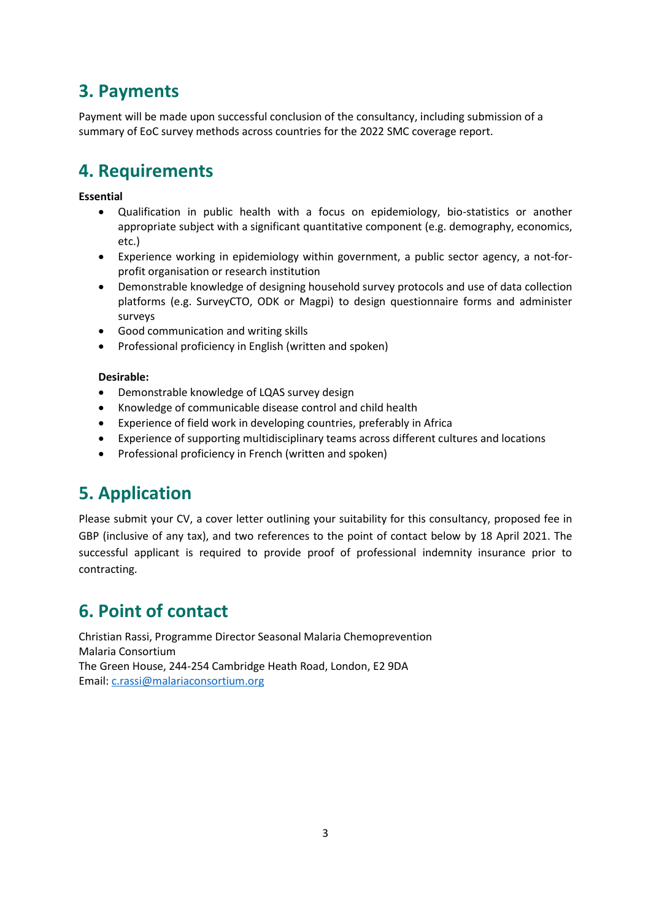## 3. Payments

Payment will be made upon successful conclusion of the consultancy, including submission of a summary of EoC survey methods across countries for the 2022 SMC coverage report.

## 4. Requirements

**Essential**

- Qualification in public health with a focus on epidemiology, bio-statistics or another appropriate subject with a significant quantitative component (e.g. demography, economics, etc.)
- Experience working in epidemiology within government, a public sector agency, a not-for-profit organisation or research institution
- Demonstrable knowledge of designing household survey protocols and use of data collection platforms (e.g. SurveyCTO, ODK or Magpi) to design questionnaire forms and administer surveys
- Good communication and writing skills
- Professional proficiency in English (written and spoken)

**Desirable:**

- Demonstrable knowledge of LQAS survey design
- Knowledge of communicable disease control and child health
- Experience of field work in developing countries, preferably in Africa
- Experience of supporting multidisciplinary teams across different cultures and locations
- Professional proficiency in French (written and spoken)

## 5. Application

Please submit your CV, a cover letter outlining your suitability for this consultancy, proposed fee in GBP (inclusive of any tax), and two references to the point of contact below by 18 April 2021. The successful applicant is required to provide proof of professional indemnity insurance prior to contracting.

## 6. Point of contact

Christian Rassi, Programme Director Seasonal Malaria Chemoprevention
Malaria Consortium
The Green House, 244-254 Cambridge Heath Road, London, E2 9DA
Email: [c.rassi@malariaconsortium.org](mailto:c.rassi@malariaconsortium.org)